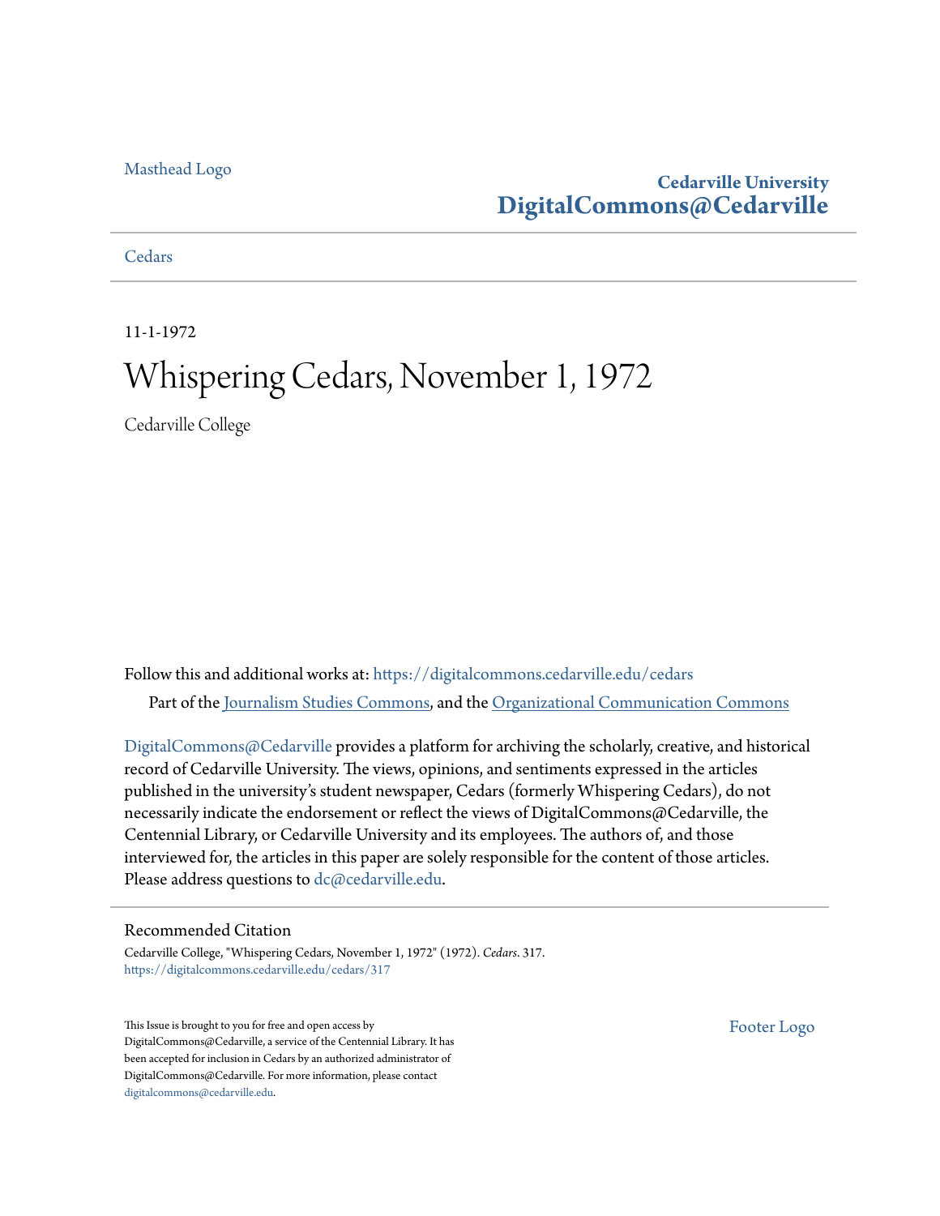Masthead Logo

**Cedarville University**
**DigitalCommons@Cedarville**

Cedars

11-1-1972

# Whispering Cedars, November 1, 1972

Cedarville College

Follow this and additional works at: https://digitalcommons.cedarville.edu/cedars

Part of the Journalism Studies Commons, and the Organizational Communication Commons

DigitalCommons@Cedarville provides a platform for archiving the scholarly, creative, and historical record of Cedarville University. The views, opinions, and sentiments expressed in the articles published in the university's student newspaper, Cedars (formerly Whispering Cedars), do not necessarily indicate the endorsement or reflect the views of DigitalCommons@Cedarville, the Centennial Library, or Cedarville University and its employees. The authors of, and those interviewed for, the articles in this paper are solely responsible for the content of those articles. Please address questions to dc@cedarville.edu.

## Recommended Citation

Cedarville College, "Whispering Cedars, November 1, 1972" (1972). *Cedars*. 317.
https://digitalcommons.cedarville.edu/cedars/317

This Issue is brought to you for free and open access by DigitalCommons@Cedarville, a service of the Centennial Library. It has been accepted for inclusion in Cedars by an authorized administrator of DigitalCommons@Cedarville. For more information, please contact digitalcommons@cedarville.edu.

Footer Logo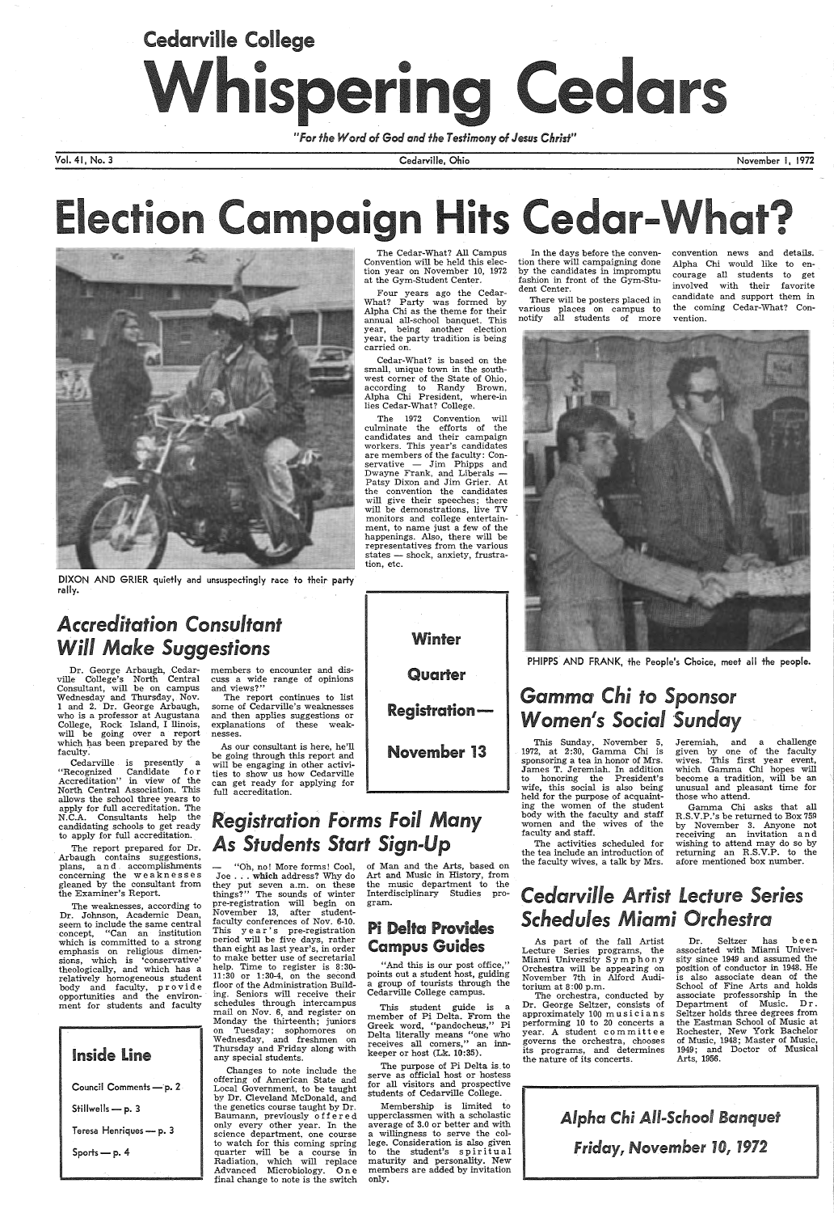# Cedarville College Whispering Cedars

*"For the Word of God and the Testimony of Jesus Christ"*

Vol. 41, No. 3 — Cedarville, Ohio — November 1, 1972

# Election Campaign Hits Cedar-What?

DIXON AND GRIER quietly and unsuspectingly race to their party rally.

The Cedar-What? All Campus Convention will be held this election year on November 10, 1972 at the Gym-Student Center.

Four years ago the Cedar-What? Party was formed by Alpha Chi as the theme for their annual all-school banquet. This year, being another election year, the party tradition is being carried on.

Cedar-What? is based on the small, unique town in the southwest corner of the State of Ohio, according to Randy Brown, Alpha Chi President, where-in lies Cedar-What? College.

The 1972 Convention will culminate the efforts of the candidates and their campaign workers. This year's candidates are members of the faculty: Conservative — Jim Phipps and Dwayne Frank, and Liberals — Patsy Dixon and Jim Grier. At the convention the candidates will give their speeches; there will be demonstrations, live TV monitors and college entertainment, to name just a few of the happenings. Also, there will be representatives from the various states — shock, anxiety, frustration, etc.

In the days before the convention there will campaigning done by the candidates in impromptu fashion in front of the Gym-Student Center.

There will be posters placed in various places on campus to notify all students of more convention news and details. Alpha Chi would like to encourage all students to get involved with their favorite candidate and support them in the coming Cedar-What? Convention.

PHIPPS AND FRANK, the People's Choice, meet all the people.

## Accreditation Consultant Will Make Suggestions

Dr. George Arbaugh, Cedarville College's North Central Consultant, will be on campus Wednesday and Thursday, Nov. 1 and 2. Dr. George Arbaugh, who is a professor at Augustana College, Rock Island, I llinois, will be going over a report which has been prepared by the faculty.

Cedarville is presently a "Recognized Candidate for Accreditation" in view of the North Central Association. This allows the school three years to apply for full accreditation. The N.C.A. Consultants help the candidating schools to get ready to apply for full accreditation.

The report prepared for Dr. Arbaugh contains suggestions, plans, and accomplishments concerning the weaknesses gleaned by the consultant from the Examiner's Report.

The weaknesses, according to Dr. Johnson, Academic Dean, seem to include the same central concept, "Can an institution which is committed to a strong emphasis on religious dimensions, which is 'conservative' theologically, and which has a relatively homogeneous student body and faculty, provide opportunities and the environment for students and faculty members to encounter and discuss a wide range of opinions and views?"

The report continues to list some of Cedarville's weaknesses and then applies suggestions or explanations of these weaknesses.

As our consultant is here, he'll be going through this report and will be engaging in other activities to show us how Cedarville can get ready for applying for full accreditation.

**Winter Quarter Registration— November 13**

## Registration Forms Foil Many As Students Start Sign-Up

— "Oh, no! More forms! Cool, Joe . . . which address? Why do they put seven a.m. on these things?" The sounds of winter pre-registration will begin on November 13, after student-faculty conferences of Nov. 6-10. This year's pre-registration period will be five days, rather than eight as last year's, in order to make better use of secretarial help. Time to register is 8:30-11:30 or 1:30-4, on the second floor of the Administration Building. Seniors will receive their schedules through intercampus mail on Nov. 6, and register on Monday the thirteenth; juniors on Tuesday; sophomores on Wednesday, and freshmen on Thursday and Friday along with any special students.

Changes to note include the offering of American State and Local Government, to be taught by Dr. Cleveland McDonald, and the genetics course taught by Dr. Baumann, previously offered only every other year. In the science department, one course to watch for this coming spring quarter will be a course in Radiation, which will replace Advanced Microbiology. One final change to note is the switch of Man and the Arts, based on Art and Music in History, from the music department to the Interdisciplinary Studies program.

### Pi Delta Provides Campus Guides

"And this is our post office," points out a student host, guiding a group of tourists through the Cedarville College campus.

This student guide is a member of Pi Delta. From the Greek word, "pandocheus," Pi Delta literally means "one who receives all comers," an innkeeper or host (Lk. 10:35).

The purpose of Pi Delta is to serve as official host or hostess for all visitors and prospective students of Cedarville College.

Membership is limited to upperclassmen with a scholastic average of 3.0 or better and with a willingness to serve the college. Consideration is also given to the student's spiritual maturity and personality. New members are added by invitation only.

## Gamma Chi to Sponsor Women's Social Sunday

This Sunday, November 5, 1972, at 2:30, Gamma Chi is sponsoring a tea in honor of Mrs. James T. Jeremiah. In addition to honoring the President's wife, this social is also being held for the purpose of acquainting the women of the student body with the faculty and staff women and the wives of the faculty and staff.

The activities scheduled for the tea include an introduction of the faculty wives, a talk by Mrs. Jeremiah, and a challenge given by one of the faculty wives. This first year event, which Gamma Chi hopes will become a tradition, will be an unusual and pleasant time for those who attend.

Gamma Chi asks that all R.S.V.P.'s be returned to Box 759 by November 3. Anyone not receiving an invitation and wishing to attend may do so by returning an R.S.V.P. to the afore mentioned box number.

## Cedarville Artist Lecture Series Schedules Miami Orchestra

As part of the fall Artist Lecture Series programs, the Miami University Symphony Orchestra will be appearing on November 7th in Alford Auditorium at 8:00 p.m.

The orchestra, conducted by Dr. George Seltzer, consists of approximately 100 musicians performing 10 to 20 concerts a year. A student committee governs the orchestra, chooses its programs, and determines the nature of its concerts.

Dr. Seltzer has been associated with Miami University since 1949 and assumed the position of conductor in 1948. He is also associate dean of the School of Fine Arts and holds associate professorship in the Department of Music. Dr. Seltzer holds three degrees from the Eastman School of Music at Rochester, New York Bachelor of Music, 1948; Master of Music, 1949; and Doctor of Musical Arts, 1956.

### Inside Line

- Council Comments — p. 2
- Stillwells — p. 3
- Teresa Henriques — p. 3
- Sports — p. 4

**Alpha Chi All-School Banquet**

**Friday, November 10, 1972**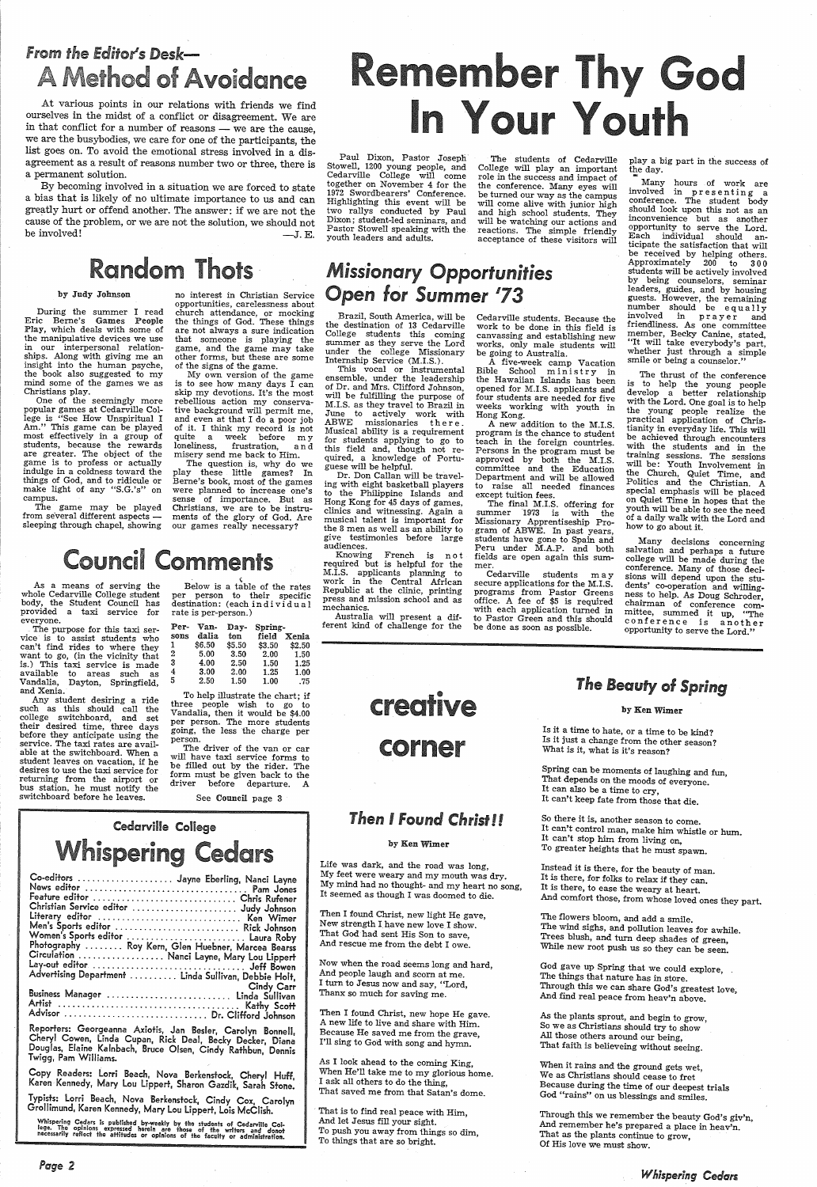## From the Editor's Desk—

# A Method of Avoidance

At various points in our relations with friends we find ourselves in the midst of a conflict or disagreement. We are in that conflict for a number of reasons — we are the cause, we are the busybodies, we care for one of the participants, the list goes on. To avoid the emotional stress involved in a disagreement as a result of reasons number two or three, there is a permanent solution.

By becoming involved in a situation we are forced to state a bias that is likely of no ultimate importance to us and can greatly hurt or offend another. The answer: if we are not the cause of the problem, or we are not the solution, we should not be involved!

—J. E.

# Random Thots

by Judy Johnson

During the summer I read Eric Berne's **Games People Play**, which deals with some of the manipulative devices we use in our interpersonal relationships. Along with giving me an insight into the human psyche, the book also suggested to my mind some of the games we as Christians play.

One of the seemingly more popular games at Cedarville College is "See How Unspiritual I Am." This game can be played most effectively in a group of students, because the rewards are greater. The object of the game is to profess or actually indulge in a coldness toward the things of God, and to ridicule or make light of any "S.G.'s" on campus.

The game may be played from several different aspects — sleeping through chapel, showing no interest in Christian Service opportunities, carelessness about church attendance, or mocking the things of God. These things are not always a sure indication that someone is playing the game, and the game may take other forms, but these are some of the signs of the game.

My own version of the game is to see how many days I can skip my devotions. It's the most rebellious action my conservative background will permit me, and even at that I do a poor job of it. I think my record is not quite a week before my loneliness, frustration, and misery send me back to Him.

The question is, why do we play these little games? In Berne's book, most of the games were planned to increase one's sense of importance. But as Christians, we are to be instruments of the glory of God. Are our games really necessary?

# Council Comments

As a means of serving the whole Cedarville College student body, the Student Council has provided a taxi service for everyone.

The purpose for this taxi service is to assist students who can't find rides to where they want to go, (in the vicinity that is.) This taxi service is made available to areas such as Vandalia, Dayton, Springfield, and Xenia.

Any student desiring a ride such as this should call the college switchboard, and set their desired time, three days before they anticipate using the service. The taxi rates are available at the switchboard. When a student leaves on vacation, if he desires to use the taxi service for returning from the airport or bus station, he must notify the switchboard before he leaves.

Below is a table of the rates per person to their specific destination: (each individual rate is per-person.)

| Persons | Vandalia | Dayton | Springfield | Xenia |
|---|---|---|---|---|
| 1 | $6.50 | $5.50 | $3.50 | $2.50 |
| 2 | 5.00 | 3.50 | 2.00 | 1.50 |
| 3 | 4.00 | 2.50 | 1.50 | 1.25 |
| 4 | 3.00 | 2.00 | 1.25 | 1.00 |
| 5 | 2.50 | 1.50 | 1.00 | .75 |

To help illustrate the chart; if three people wish to go to Vandalia, then it would be $4.00 per person. The more students going, the less the charge per person.

The driver of the van or car will have taxi service forms to be filled out by the rider. The form must be given back to the driver before departure. A

See **Council** page 3

Cedarville College

# Whispering Cedars

Co-editors .................... Jayne Eberling, Nanci Layne
News editor .................... Pam Jones
Feature editor .................... Chris Rufener
Christian Service editor .................... Judy Johnson
Literary editor .................... Ken Wimer
Men's Sports editor .................... Rick Johnson
Women's Sports editor .................... Laura Roby
Photography .......... Roy Kern, Glen Huebner, Marcea Bearss
Circulation .................... Nanci Layne, Mary Lou Lippert
Lay-out editor .................... Jeff Bowen
Advertising Department .......... Linda Sullivan, Debbie Holt, Cindy Carr
Business Manager .................... Linda Sullivan
Artist .................... Kathy Scott
Advisor .................... Dr. Clifford Johnson

Reporters: Georgeanna Axiotis, Jan Besler, Carolyn Bonnell, Cheryl Cowen, Linda Cupan, Rick Deal, Becky Decker, Diana Douglas, Elaine Kelnbach, Bruce Olsen, Cindy Rathbun, Dennis Twigg, Pam Williams.

Copy Readers: Lorri Beach, Nova Berkenstock, Cheryl Huff, Karen Kennedy, Mary Lou Lippert, Sharon Gazdik, Sarah Stone.

Typists: Lorri Beach, Nova Berkenstock, Cindy Cox, Carolyn Grollimund, Karen Kennedy, Mary Lou Lippert, Lois McClish.

Whispering Cedars is published bi-weekly by the students of Cedarville College. The opinions expressed herein are those of the writers and donot necessarily reflect the attitudes or opinions of the faculty or administration.

# Remember Thy God In Your Youth

Paul Dixon, Pastor Joseph Stowell, 1200 young people, and Cedarville College will come together on November 4 for the 1972 Swordbearers' Conference. Highlighting this event will be two rallys conducted by Paul Dixon; student-led seminars, and Pastor Stowell speaking with the youth leaders and adults.

The students of Cedarville College will play an important role in the success and impact of the conference. Many eyes will be turned our way as the campus will come alive with junior high and high school students. They will be watching our actions and reactions. The simple friendly acceptance of these visitors will play a big part in the success of the day.

Many hours of work are involved in presenting a conference. The student body should look upon this not as an inconvenience but as another opportunity to serve the Lord. Each individual should anticipate the satisfaction that will be received by helping others. Approximately 200 to 300 students will be actively involved by being counselors, seminar leaders, guides, and by housing guests. However, the remaining number should be equally involved in prayer and friendliness. As one committee member, Becky Canine, stated, "It will take everybody's part, whether just through a simple smile or being a counselor."

The thrust of the conference is to help the young people develop a better relationship with the Lord. One goal is to help the young people realize the practical application of Christianity in everyday life. This will be achieved through encounters with the students and in the training sessions. The sessions will be: Youth Involvement in the Church, Quiet Time, and Politics and the Christian. A special emphasis will be placed on Quiet Time in hopes that the youth will be able to see the need of a daily walk with the Lord and how to go about it.

Many decisions concerning salvation and perhaps a future college will be made during the conference. Many of those decisions will depend upon the students' co-operation and willingness to help. As Doug Schroder, chairman of conference committee, summed it up, "The conference is another opportunity to serve the Lord."

## *Missionary Opportunities Open for Summer '73*

Brazil, South America, will be the destination of 13 Cedarville College students this coming summer as they serve the Lord under the college Missionary Internship Service (M.I.S.).

This vocal or instrumental ensemble, under the leadership of Dr. and Mrs. Clifford Johnson, will be fulfilling the purpose of M.I.S. as they travel to Brazil in June to actively work with ABWE missionaries there. Musical ability is a requirement for students applying to go to this field and, though not required, a knowledge of Portuguese will be helpful.

Dr. Don Callan will be traveling with eight basketball players to the Philippine Islands and Hong Kong for 45 days of games, clinics and witnessing. Again a musical talent is important for the 8 men as well as an ability to give testimonies before large audiences.

Knowing French is not required but is helpful for the M.I.S. applicants planning to work in the Central African Republic at the clinic, printing press and mission school and as mechanics.

Australia will present a different kind of challenge for the Cedarville students. Because the work to be done in this field is canvassing and establishing new works, only male students will be going to Australia.

A five-week camp Vacation Bible School ministry in the Hawaiian Islands has been opened for M.I.S. applicants and four students are needed for five weeks working with youth in Hong Kong.

A new addition to the M.I.S. program is the chance to student teach in the foreign countries. Persons in the program must be approved by both the M.I.S. committee and the Education Department and will be allowed to raise all needed finances except tuition fees.

The final M.I.S. offering for summer 1973 is with the Missionary Apprenticeship Program of ABWE. In past years, students have gone to Spain and Peru under M.A.P. and both fields are open again this summer.

Cedarville students may secure applications for the M.I.S. programs from Pastor Greens office. A fee of $5 is required with each application turned in to Pastor Green and this should be done as soon as possible.

# creative corner

## *Then I Found Christ!!*

by Ken Wimer

Life was dark, and the road was long,
My feet were weary and my mouth was dry.
My mind had no thought- and my heart no song,
It seemed as though I was doomed to die.

Then I found Christ, new light He gave,
New strength I have new love I show.
That God had sent His Son to save,
And rescue me from the debt I owe.

Now when the road seems long and hard,
And people laugh and scorn at me.
I turn to Jesus now and say, "Lord,
Thanx so much for saving me.

Then I found Christ, new hope He gave.
A new life to live and share with Him.
Because He saved me from the grave,
I'll sing to God with song and hymn.

As I look ahead to the coming King,
When He'll take me to my glorious home.
I ask all others to do the thing,
That saved me from that Satan's dome.

That is to find real peace with Him,
And let Jesus fill your sight.
To push you away from things so dim,
To things that are so bright.

## *The Beauty of Spring*

by Ken Wimer

Is it a time to hate, or a time to be kind?
Is it just a change from the other season?
What is it, what is it's reason?

Spring can be moments of laughing and fun,
That depends on the moods of everyone.
It can also be a time to cry,
It can't keep fate from those that die.

So there it is, another season to come.
It can't control man, make him whistle or hum.
It can't stop him from living on,
To greater heights that he must spawn.

Instead it is there, for the beauty of man.
It is there, for folks to relax if they can.
It is there, to ease the weary at heart.
And comfort those, from whose loved ones they part.

The flowers bloom, and add a smile.
The wind sighs, and pollution leaves for awhile.
Trees blush, and turn deep shades of green,
While new root push us so they can be seen.

God gave up Spring that we could explore,
The things that nature has in store.
Through this we can share God's greatest love,
And find real peace from heav'n above.

As the plants sprout, and begin to grow,
So we as Christians should try to show
All those others around our being,
That faith is believeing without seeing.

When it rains and the ground gets wet,
We as Christians should cease to fret
Because during the time of our deepest trials
God "rains" on us blessings and smiles.

Through this we remember the beauty God's giv'n,
And remember he's prepared a place in heav'n.
That as the plants continue to grow,
Of His love we must show.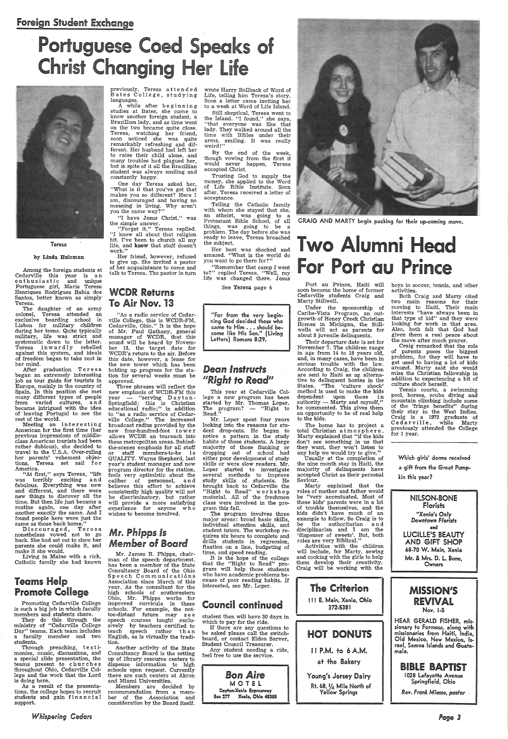**Foreign Student Exchange**

# Portuguese Coed Speaks of Christ Changing Her Life

Teresa

by Linda Hulsman

Among the foreign students at Cedarville this year is an enthusiastic and unique Portuguese girl, Maria Teresa Henriques Rodrigues Bahia dos Santos, better known as simply Teresa.

The daughter of an army colonel, Teresa attended an exclusive boarding school in Lisbon for military children during her teens. Quite typically military, life was strict and systematic down to the letter. Teresa inwardly rebelled against this system, and ideals of freedom began to take root in her mind.

After graduation Teresa began an extremely interesting job as tour guide for tourists in Europe, mainly in the country of Spain. In this position she met many different types of people from varied cultures, and became intrigued with the idea of leaving Portugal to see the rest of the world.

Meeting an interesting American for the first time (her previous impressions of middle-class American tourists had been rather dubious), she decided to travel to the U.S.A. Over-ruling her parents' vehement objections, Teresa set sail for America.

"At first," says Teresa, "life was terribly exciting and fabulous. Everything was new and different, and there were new things to discover all the time. But then life just became a routine again, one day after another exactly the same. And I found people here were just the same as those back home."

Discouraged, Teresa nonetheless vowed not to go back. She had set out to show her parents she could make it, and make it she would.

Living in Maine with a rich, Catholic family she had known previously, Teresa attended Bates College, studying languages.

A while after beginning studies at Bates, she came to know another foreign student, a Brazillian lady, and as time went on the two became quite close. Teresa, watching her friend, soon noticed she was quite remarkably refreshing and different. Her husband had left her to raise their child alone, and many troubles had plagued her, but in spite of it all the Brazillian student was always smiling and constantly happy.

One day Teresa asked her, "What is it that you've got that makes you so different? Here I am, discouraged and having no meaning in living. Why aren't you the same way?"

"I have Jesus Christ," was the simple answer.

"Forget it," Teresa replied. "I know all about that religion bit. I've been to church all my life, and **know** that stuff doesn't work."

Her friend, however, refused to give up. She invited a pastor of her acquaintance to come and talk to Teresa. The pastor in turn wrote Harry Bollback of Word of Life, telling him Teresa's story. Soon a letter came inviting her to a week at Word of Life Island.

Still skeptical, Teresa went to the Island. "I found," she says, "that everyone was like that lady. They walked around all the time with Bibles under their arms, smiling. It was really weird!"

By the end of the week, though vowing from the first it would never happen, Teresa accepted Christ.

Trusting God to supply the money, she applied to the Word of Life Bible Institute. Soon after, Teresa received a letter of acceptance.

Telling the Catholic family with whom she stayed that she, an atheist, was going to a Protestant Bible School, of all things, was going to be a problem. The day before she was ready to leave, Teresa broached the subject.

Her host was shocked and amazed. "What is the world do you want to go there for?"

"Remember that camp I went to?" replied Teresa. "Well, my life was changed there. Jesus

See Teresa page 4

## Teams Help Promote College

Promoting Cedarville College is such a big job in which faculty members and students share.

They do this through the ministry of "Cedarville College Day" teams. Each team includes a faculty member and two students.

Through preaching, testimonies, music, discussions, and a special slide presentation, the teams present to churches throughout Ohio, Cedarville College and the work that the Lord is doing here.

As a result of the presentations, the college hopes to recruit students and gain financial support.

## WCDR Returns To Air Nov. 13

"As a radio service of Cedarville College, this is WCDR-FM, Cedarville, Ohio." It is the hope of Mr. Paul Gathany, general manager of WCDR, that this sound will be heard by November 13, the target date for WCDR's return to the air. Before this date, however, a lease for the new tower which has been holding up progress for the station for several weeks must be approved.

Three phrases will reflect the new emphasis of WCDR-FM this year — "serving Dayton-Springfield; this is Christian educational radio;" in addition to "as a radio service of Cedarville College." The increased broadcast radius provided by the new four-hundred-foot tower allows WCDR an outreach into these metropolitan areas. Behind-the-scenes emphasis for all staff or staff members-to-be is QUALITY. Wayne Shepherd, last year's student manager and now program director for the station, feels very optimistic about the caliber of personnel, and believes this effort to achieve consistently high quality will not be discriminatory, but rather will provide a more satisfying experience for anyone who wishes to become involved.

## Mr. Phipps Is Member of Board

Mr. James R. Phipps, chairman of the speech department, has been a member of the State Consultancy Board of the Ohio Speech Communications Association since March of this year. As the consultant for the high schools of southwestern Ohio, Mr. Phipps works for improved curricula in these schools. For example, the not-too-distant future may see speech courses taught exclusively by teachers certified to teach speech rather than English, as is virtually the tradition.

Another activity of the State Consultancy Board is the setting up of library resource centers to dispense information to high schools upon request. Currently there are such centers at Akron and Miami Universities.

Members are decided by recommendation from a member of the Association and consideration by the Board itself.

"For from the very beginning God decided those who came to Him . . . should become like His Son." (Living Letters) Romans 8:29.

## Dean Instructs "Right to Read"

This year at Cedarville College a new program has been started by Mr. Thomas Loper. The program? — "Right to Read."

Mr. Loper spent four years looking into the reasons for student drop-outs. He began to notice a pattern in the study habits of these students. A large majority of those flunking or dropping out of school had either poor development of study skills or were slow readers. Mr. Loper started to investigate several methods to improve study skills of students. He brought back to Cedarville the "Right to Read" workshop material. All of the freshmen class were involved in the program this fall.

The program involves three major areas: broad basic skills, individual attention skills, and student tutors. The workshop requires six hours to complete and drills students in regression, fixation on a line, budgeting of time, and speed reading.

It is the hope of the college that the "Right to Read" program will help those students who have academic problems because of poor reading habits. If interested, see Mr. Loper.

## Council continued

student then will have 30 days in which to pay for the ride.

If there are any questions to be asked please call the switchboard, or contact Eldon Sarver, Student Council Treasurer.

Any student needing a ride, feel free to use the service.

**Bon Aire**
**MOTEL**
Dayton-Xenia Expressway
Box 277 Xenia, Ohio 45385

CRAIG AND MARTY begin packing for their up-coming move.

# Two Alumni Head For Port au Prince

Port au Prince, Haiti will soon become the home of former Cedarville students Craig and Marty Stillwell.

Under the sponsorship of Caribe-Vista Program, an outgrowth of Honey Creek Christian Homes in Michigan, the Stillwells will act as parents for about 8 juvenile delinquents.

Their departure date is set for November 7. The children range in age from 14 to 18 years old, and, in many cases, have been in serious trouble with the law. According to Craig, the children are sent to Haiti as an alternative to delinquent homes in the States. "The 'culture shock' method is used to make the kids dependent upon those in authority — Marty and myself," he commented. "This gives them an opportunity to be of real help to the kids.

The home has to project a total Christian atmosphere. Marty explained that "if the kids don't see something in us that they want, they won't listen to any help we would try to give."

Usually at the completion of the nine month stay in Haiti, the majority of delinquents have accepted Christ as their personal Saviour.

Marty explained that the roles of mother and father would be "very accentuated. Most of these kids' parents were in a lot of trouble themselves, and the kids didn't have much of an example to follow. So Craig is to be the authoritarian and disciplinarian and I am the 'dispenser of sweets'. But, both roles are very Biblical."

Activities with the children will include, for Marty, sewing and cooking with the girls to help them develop their creativity. Craig will be working with the boys in soccer, tennis, and other activities.

Both Craig and Marty cited two main reasons for their moving to Haiti. Their main interests "have always been in that type of kid" and they were looking for work in that area. Also, both felt that God had given them a real peace about the move after much prayer.

Craig remarked that the role of parents poses the biggest problem, for they will have to get used to having a lot of kids around. Marty said she would miss the Christian fellowship in addition to experiencing a bit of culture shock herself.

Tennis courts, a swimming pool, horses, scuba diving and mountain climbing include some of the 'fringe benefits" during their stay in the West Indies. Craig is a 1972 graduate of Cedarville, while Marty previously attended the College for 1 year.

Which girls' dorms received a gift from the Great Pumpkin this year?

**NILSON-BONE Florists**
*"Xenia's Only Downtown Florists"*
and
**LUCILLE'S BEAUTY AND GIFT SHOP**
68-70 W. Main, Xenia
Mr. & Mrs. D. L. Bone, Owners

**The Criterion**
111 E. Main, Xenia, Ohio
372-5381

**HOT DONUTS**
11 P.M. to 6 A.M.
at the Bakery
Young's Jersey Dairy
Rt. 68, 1/4 Mile North of Yellow Springs

**MISSION'S REVIVAL**
Nov. 1-5

HEAR GERALD FISHER, missionary to Formosa, along with missionaries from Haiti, India, Old Mexico, New Mexico, Israel, Samoa Islands and Guatemala.

**BIBLE BAPTIST**
1028 Lafayette Avenue
Springfield, Ohio
Rev. Frank Miesse, pastor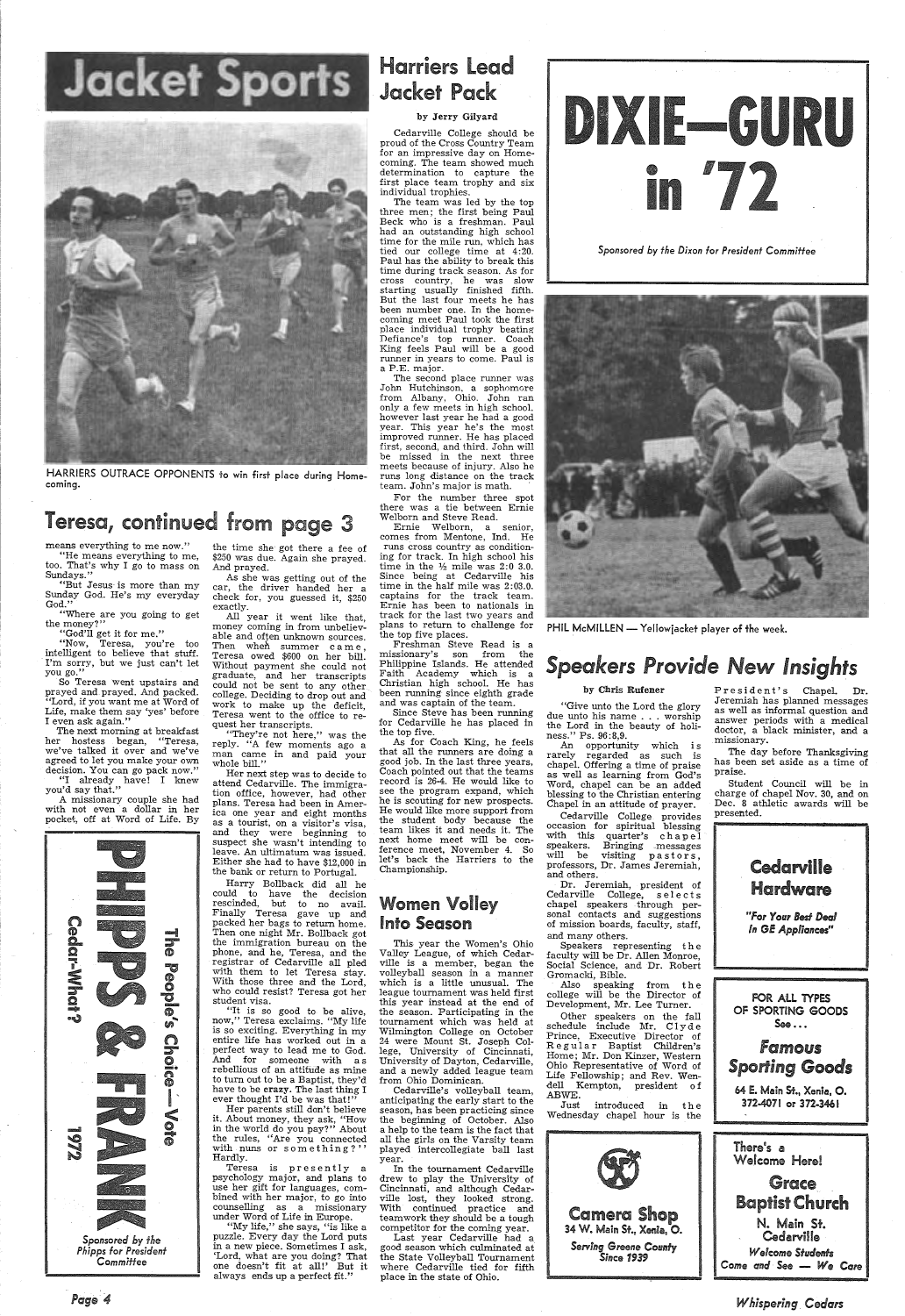# Jacket Sports

HARRIERS OUTRACE OPPONENTS to win first place during Homecoming.

## Teresa, continued from page 3

means everything to me now."

"He means everything to me, too. That's why I go to mass on Sundays."

"But Jesus is more than my Sunday God. He's my everyday God."

"Where are you going to get the money?"

"God'll get it for me."

"Now, Teresa, you're too intelligent to believe that stuff. I'm sorry, but we just can't let you go."

So Teresa went upstairs and prayed and prayed. And packed. "Lord, if you want me at Word of Life, make them say 'yes' before I even ask again."

The next morning at breakfast her hostess began, "Teresa, we've talked it over and we've agreed to let you make your own decision. You can go pack now."

"I already have! I knew you'd say that."

A missionary couple she had with not even a dollar in her pocket, off at Word of Life. By the time she got there a fee of $250 was due. Again she prayed. And prayed.

As she was getting out of the car, the driver handed her a check for, you guessed it, $250 exactly.

All year it went like that, money coming in from unbelievable and often unknown sources. Then when summer came, Teresa owed $600 on her bill. Without payment she could not graduate, and her transcripts could not be sent to any other college. Deciding to drop out and work to make up the deficit, Teresa went to the office to request her transcripts.

"They're not here," was the reply. "A few moments ago a man came in and paid your whole bill."

Her next step was to decide to attend Cedarville. The immigration office, however, had other plans. Teresa had been in America a year and eight months as a tourist, on a visitor's visa, and they were beginning to suspect she wasn't intending to leave. An ultimatum was issued. Either she had to have $12,000 in the bank or return to Portugal.

Harry Bollback did all he could to have the decision rescinded, but to no avail. Finally Teresa gave up and packed her bags to return home. Then one night Mr. Bollback got the immigration bureau on the phone, and he, Teresa, and the registrar of Cedarville all pled with them to let Teresa stay. With those three and the Lord, who could resist? Teresa got her student visa.

"It is so good to be alive, now," Teresa exclaims. "My life is so exciting. Everything in my entire life has worked out in a perfect way to lead me to God. And for someone with as rebellious of an attitude as mine to turn out to be a Baptist, they'd have to be crazy. The last thing I ever thought I'd be was that!"

Her parents still don't believe it. About money, they ask, "How in the world do you pay?" About the rules, "Are you connected with nuns or something?" Hardly.

Teresa is presently a psychology major, and plans to use her gift for languages, combined with her major, to go into counselling as a missionary under Word of Life in Europe.

"My life," she says, "is like a puzzle. Every day the Lord puts in a new piece. Sometimes I ask, 'Lord, what are you doing? That one doesn't fit at all!' But it always ends up a perfect fit."

**PHIPPS & FRANK**

Cedar-What?

The People's Choice—Vote

1972

*Sponsored by the Phipps for President Committee*

## Harriers Lead Jacket Pack

**by Jerry Gilyard**

Cedarville College should be proud of the Cross Country Team for an impressive day on Homecoming. The team showed much determination to capture the first place team trophy and six individual trophies.

The team was led by the top three men; the first being Paul Beck who is a freshman. Paul had an outstanding high school time for the mile run, which has tied our college time at 4:20. Paul has the ability to break this time during track season. As for cross country, he was slow starting usually finished fifth. But the last four meets he has been number one. In the homecoming meet Paul took the first place individual trophy beating Defiance's top runner. Coach King feels Paul will be a good runner in years to come. Paul is a P.E. major.

The second place runner was John Hutchinson, a sophomore from Albany, Ohio. John ran only a few meets in high school, however last year he had a good year. This year he's the most improved runner. He has placed first, second, and third. John will be missed in the next three meets because of injury. Also he runs long distance on the track team. John's major is math.

For the number three spot there was a tie between Ernie Welborn and Steve Read.

Ernie Welborn, a senior, comes from Mentone, Ind. He runs cross country as conditioning for track. In high school his time in the ½ mile was 2:0 3.0. Since being at Cedarville his time in the half mile was 2:03.0. captains for the track team. Ernie has been to nationals in track for the last two years and plans to return to challenge for the top five places.

Freshman Steve Read is a missionary's son from the Philippine Islands. He attended Faith Academy which is a Christian high school. He has been running since eighth grade and was captain of the team.

Since Steve has been running for Cedarville he has placed in the top five.

As for Coach King, he feels that all the runners are doing a good job. In the last three years, Coach pointed out that the teams record is 26-4. He would like to see the program expand, which he is scouting for new prospects. He would like more support from the student body because the team likes it and needs it. The next home meet will be conference meet, November 4. So let's back the Harriers to the Championship.

## Women Volley Into Season

This year the Women's Ohio Valley League, of which Cedarville is a member, began the volleyball season in a manner which is a little unusual. The league tournament was held first this year instead at the end of the season. Participating in the tournament which was held at Wilmington College on October 24 were Mount St. Joseph College, University of Cincinnati, University of Dayton, Cedarville, and a newly added league team from Ohio Dominican.

Cedarville's volleyball team, anticipating the early start to the season, has been practicing since the beginning of October. Also a help to the team is the fact that all the girls on the Varsity team played intercollegiate ball last year.

In the tournament Cedarville drew to play the University of Cincinnati, and although Cedarville lost, they looked strong. With continued practice and teamwork they should be a tough competitor for the coming year.

Last year Cedarville had a good season which culminated at the State Volleyball Tournament where Cedarville tied for fifth place in the state of Ohio.

**DIXIE—GURU in '72**

*Sponsored by the Dixon for President Committee*

PHIL McMILLEN — Yellowjacket player of the week.

## Speakers Provide New Insights

**by Chris Rufener**

"Give unto the Lord the glory due unto his name . . . worship the Lord in the beauty of holiness." Ps. 96:8,9.

An opportunity which is rarely regarded as such is chapel. Offering a time of praise as well as learning from God's Word, chapel can be an added blessing to the Christian entering Chapel in an attitude of prayer.

Cedarville College provides occasion for spiritual blessing with this quarter's chapel speakers. Bringing messages will be visiting pastors, professors, Dr. James Jeremiah, and others.

Dr. Jeremiah, president of Cedarville College, selects chapel speakers through personal contacts and suggestions of mission boards, faculty, staff, and many others.

Speakers representing the faculty will be Dr. Allen Monroe, Social Science, and Dr. Robert Gromacki, Bible.

Also speaking from the college will be the Director of Development, Mr. Lee Turner.

Other speakers on the fall schedule include Mr. Clyde Prince, Executive Director of Regular Baptist Children's Home; Mr. Don Kinzer, Western Ohio Representative of Word of Life Fellowship; and Rev. Wendell Kempton, president of ABWE.

Just introduced in the Wednesday chapel hour is the President's Chapel. Dr. Jeremiah has planned messages as well as informal question and answer periods with a medical doctor, a black minister, and a missionary.

The day before Thanksgiving has been set aside as a time of praise.

Student Council will be in charge of chapel Nov. 30, and on Dec. 8 athletic awards will be presented.

**Cedarville Hardware**

*"For Your Best Deal In GE Appliances"*

FOR ALL TYPES OF SPORTING GOODS See...

***Famous Sporting Goods***

64 E. Main St., Xenia, O.
372-4071 or 372-3461

**Camera Shop**
34 W. Main St., Xenia, O.
*Serving Greene County Since 1939*

There's a Welcome Here!

**Grace Baptist Church**

N. Main St.
Cedarville

*Welcome Students*
*Come and See — We Care*